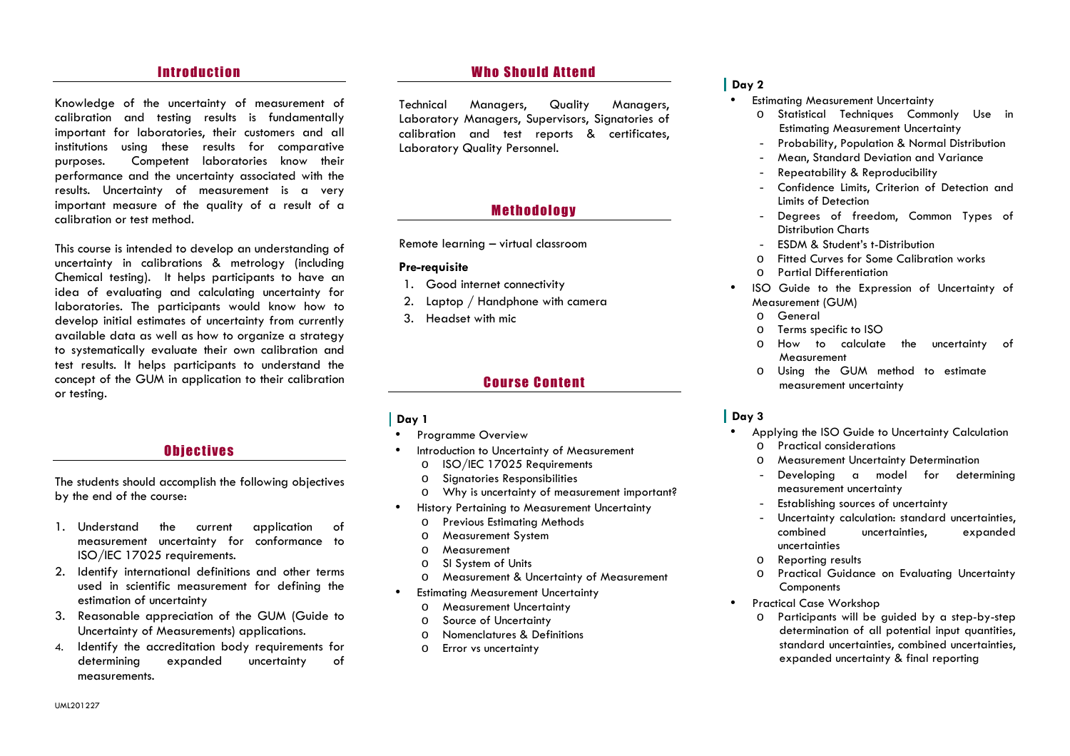## Introduction

Knowledge of the uncertainty of measurement of calibration and testing results is fundamentally important for laboratories, their customers and all institutions using these results for comparative purposes. Competent laboratories know their performance and the uncertainty associated with the results. Uncertainty of measurement is a very important measure of the quality of a result of a calibration or test method.

This course is intended to develop an understanding of uncertainty in calibrations & metrology (including Chemical testing). It helps participants to have an idea of evaluating and calculating uncertainty for laboratories. The participants would know how to develop initial estimates of uncertainty from currently available data as well as how to organize a strategy to systematically evaluate their own calibration and test results. It helps participants to understand the concept of the GUM in application to their calibration or testing.

## Objectives

The students should accomplish the following objectives by the end of the course:

1. Understand the current application of measurement uncertainty for conformance to ISO/IEC 17025 requirements.
2. Identify international definitions and other terms used in scientific measurement for defining the estimation of uncertainty
3. Reasonable appreciation of the GUM (Guide to Uncertainty of Measurements) applications.
4. Identify the accreditation body requirements for determining expanded uncertainty of measurements.

## Who Should Attend

Technical Managers, Quality Managers, Laboratory Managers, Supervisors, Signatories of calibration and test reports & certificates, Laboratory Quality Personnel.

## Methodology

Remote learning – virtual classroom

**Pre-requisite**

1. Good internet connectivity
2. Laptop / Handphone with camera
3. Headset with mic

## Course Content

### Day 1

- Programme Overview
- Introduction to Uncertainty of Measurement
  - ISO/IEC 17025 Requirements
  - Signatories Responsibilities
  - Why is uncertainty of measurement important?
- History Pertaining to Measurement Uncertainty
  - Previous Estimating Methods
  - Measurement System
  - Measurement
  - SI System of Units
  - Measurement & Uncertainty of Measurement
- Estimating Measurement Uncertainty
  - Measurement Uncertainty
  - Source of Uncertainty
  - Nomenclatures & Definitions
  - Error vs uncertainty

### Day 2

- Estimating Measurement Uncertainty
  - Statistical Techniques Commonly Use in Estimating Measurement Uncertainty
    - Probability, Population & Normal Distribution
    - Mean, Standard Deviation and Variance
    - Repeatability & Reproducibility
    - Confidence Limits, Criterion of Detection and Limits of Detection
    - Degrees of freedom, Common Types of Distribution Charts
    - ESDM & Student's t-Distribution
  - Fitted Curves for Some Calibration works
  - Partial Differentiation
- ISO Guide to the Expression of Uncertainty of Measurement (GUM)
  - General
  - Terms specific to ISO
  - How to calculate the uncertainty of Measurement
  - Using the GUM method to estimate measurement uncertainty

### Day 3

- Applying the ISO Guide to Uncertainty Calculation
  - Practical considerations
  - Measurement Uncertainty Determination
    - Developing a model for determining measurement uncertainty
    - Establishing sources of uncertainty
    - Uncertainty calculation: standard uncertainties, combined uncertainties, expanded uncertainties
  - Reporting results
  - Practical Guidance on Evaluating Uncertainty Components
- Practical Case Workshop
  - Participants will be guided by a step-by-step determination of all potential input quantities, standard uncertainties, combined uncertainties, expanded uncertainty & final reporting

UML201227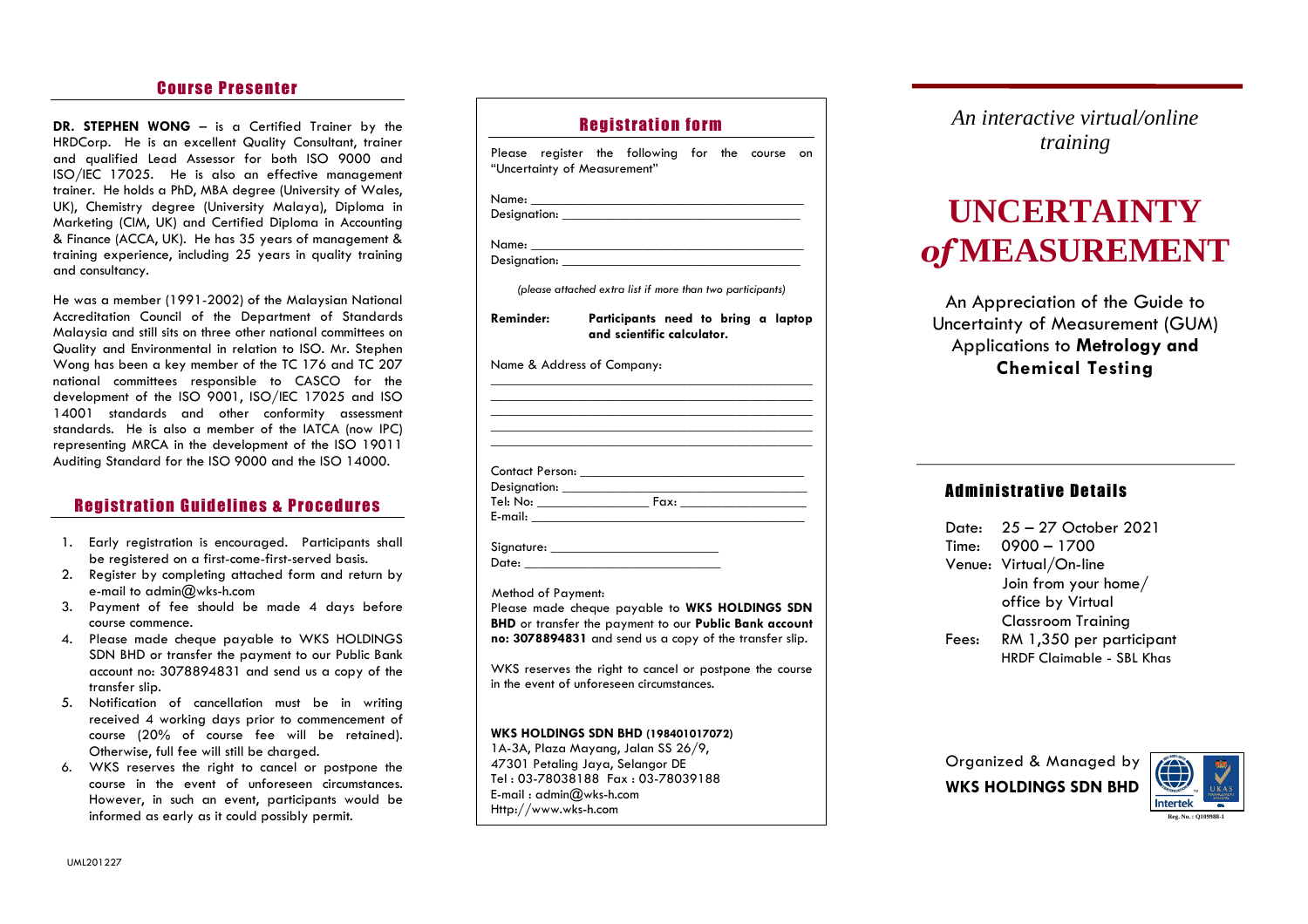## Course Presenter

**DR. STEPHEN WONG** – is a Certified Trainer by the HRDCorp. He is an excellent Quality Consultant, trainer and qualified Lead Assessor for both ISO 9000 and ISO/IEC 17025. He is also an effective management trainer. He holds a PhD, MBA degree (University of Wales, UK), Chemistry degree (University Malaya), Diploma in Marketing (CIM, UK) and Certified Diploma in Accounting & Finance (ACCA, UK). He has 35 years of management & training experience, including 25 years in quality training and consultancy.

He was a member (1991-2002) of the Malaysian National Accreditation Council of the Department of Standards Malaysia and still sits on three other national committees on Quality and Environmental in relation to ISO. Mr. Stephen Wong has been a key member of the TC 176 and TC 207 national committees responsible to CASCO for the development of the ISO 9001, ISO/IEC 17025 and ISO 14001 standards and other conformity assessment standards. He is also a member of the IATCA (now IPC) representing MRCA in the development of the ISO 19011 Auditing Standard for the ISO 9000 and the ISO 14000.

## Registration Guidelines & Procedures

1. Early registration is encouraged. Participants shall be registered on a first-come-first-served basis.
2. Register by completing attached form and return by e-mail to admin@wks-h.com
3. Payment of fee should be made 4 days before course commence.
4. Please made cheque payable to WKS HOLDINGS SDN BHD or transfer the payment to our Public Bank account no: 3078894831 and send us a copy of the transfer slip.
5. Notification of cancellation must be in writing received 4 working days prior to commencement of course (20% of course fee will be retained). Otherwise, full fee will still be charged.
6. WKS reserves the right to cancel or postpone the course in the event of unforeseen circumstances. However, in such an event, participants would be informed as early as it could possibly permit.

UML201227

## Registration form

Please register the following for the course on "Uncertainty of Measurement"

Name: ______________________________________
Designation: _________________________________

Name: ______________________________________
Designation: _________________________________

*(please attached extra list if more than two participants)*

**Reminder:** **Participants need to bring a laptop and scientific calculator.**

Name & Address of Company:

_____________________________________________
_____________________________________________
_____________________________________________
_____________________________________________
_____________________________________________

Contact Person: ______________________________
Designation: _________________________________
Tel: No: _______________ Fax: ________________
E-mail: ______________________________________

Signature: _______________________
Date: ___________________________

Method of Payment:
Please made cheque payable to **WKS HOLDINGS SDN BHD** or transfer the payment to our **Public Bank account no: 3078894831** and send us a copy of the transfer slip.

WKS reserves the right to cancel or postpone the course in the event of unforeseen circumstances.

**WKS HOLDINGS SDN BHD (198401017072)**
1A-3A, Plaza Mayang, Jalan SS 26/9,
47301 Petaling Jaya, Selangor DE
Tel : 03-78038188 Fax : 03-78039188
E-mail : admin@wks-h.com
Http://www.wks-h.com

*An interactive virtual/online training*

# UNCERTAINTY *of* MEASUREMENT

An Appreciation of the Guide to Uncertainty of Measurement (GUM) Applications to **Metrology and Chemical Testing**

## Administrative Details

Date: 25 – 27 October 2021
Time: 0900 – 1700
Venue: Virtual/On-line
Join from your home/ office by Virtual Classroom Training
Fees: RM 1,350 per participant
HRDF Claimable - SBL Khas

Organized & Managed by
**WKS HOLDINGS SDN BHD**

Intertek UKAS
Reg. No. : Q109988-I